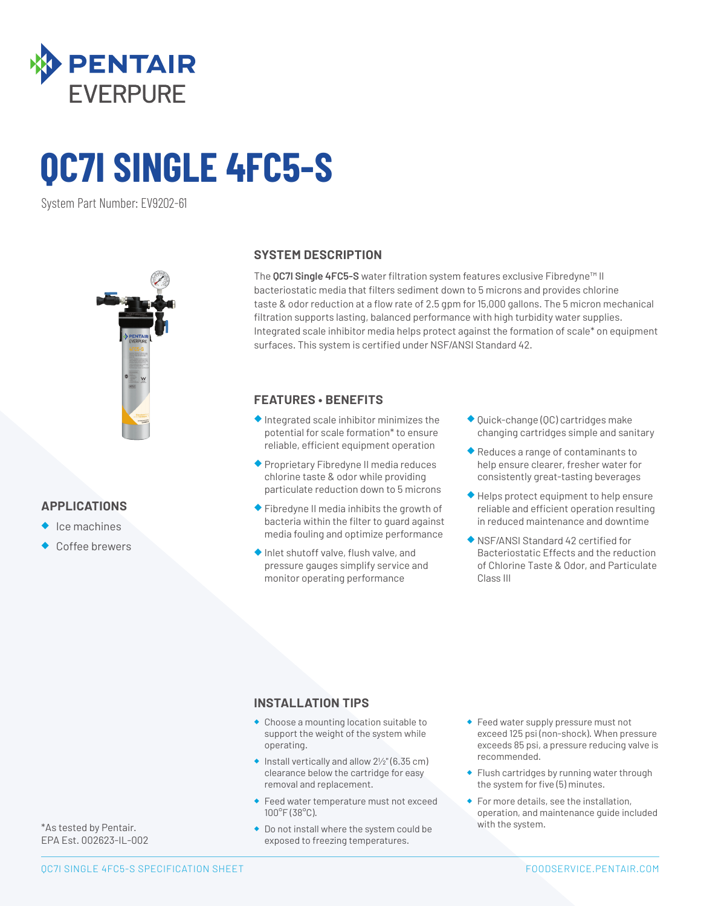# QC7I SINGLE 4FC5-S

System Part Number: EV9202-61

## SYSTEM DESCRIPTION

The **QC7I Single 4FC5-S** water filtration system features exclusive Fibredyne™ II bacteriostatic media that filters sediment down to 5 microns and provides chlorine taste & odor reduction at a flow rate of 2.5 gpm for 15,000 gallons. The 5 micron mechanical filtration supports lasting, balanced performance with high turbidity water supplies. Integrated scale inhibitor media helps protect against the formation of scale* on equipment surfaces. This system is certified under NSF/ANSI Standard 42.

## APPLICATIONS

- Ice machines
- Coffee brewers

## FEATURES • BENEFITS

- Integrated scale inhibitor minimizes the potential for scale formation* to ensure reliable, efficient equipment operation
- Proprietary Fibredyne II media reduces chlorine taste & odor while providing particulate reduction down to 5 microns
- Fibredyne II media inhibits the growth of bacteria within the filter to guard against media fouling and optimize performance
- Inlet shutoff valve, flush valve, and pressure gauges simplify service and monitor operating performance
- Quick-change (QC) cartridges make changing cartridges simple and sanitary
- Reduces a range of contaminants to help ensure clearer, fresher water for consistently great-tasting beverages
- Helps protect equipment to help ensure reliable and efficient operation resulting in reduced maintenance and downtime
- NSF/ANSI Standard 42 certified for Bacteriostatic Effects and the reduction of Chlorine Taste & Odor, and Particulate Class III

## INSTALLATION TIPS

- Choose a mounting location suitable to support the weight of the system while operating.
- Install vertically and allow 2½" (6.35 cm) clearance below the cartridge for easy removal and replacement.
- Feed water temperature must not exceed 100°F (38°C).
- Do not install where the system could be exposed to freezing temperatures.
- Feed water supply pressure must not exceed 125 psi (non-shock). When pressure exceeds 85 psi, a pressure reducing valve is recommended.
- Flush cartridges by running water through the system for five (5) minutes.
- For more details, see the installation, operation, and maintenance guide included with the system.

*As tested by Pentair.
EPA Est. 002623-IL-002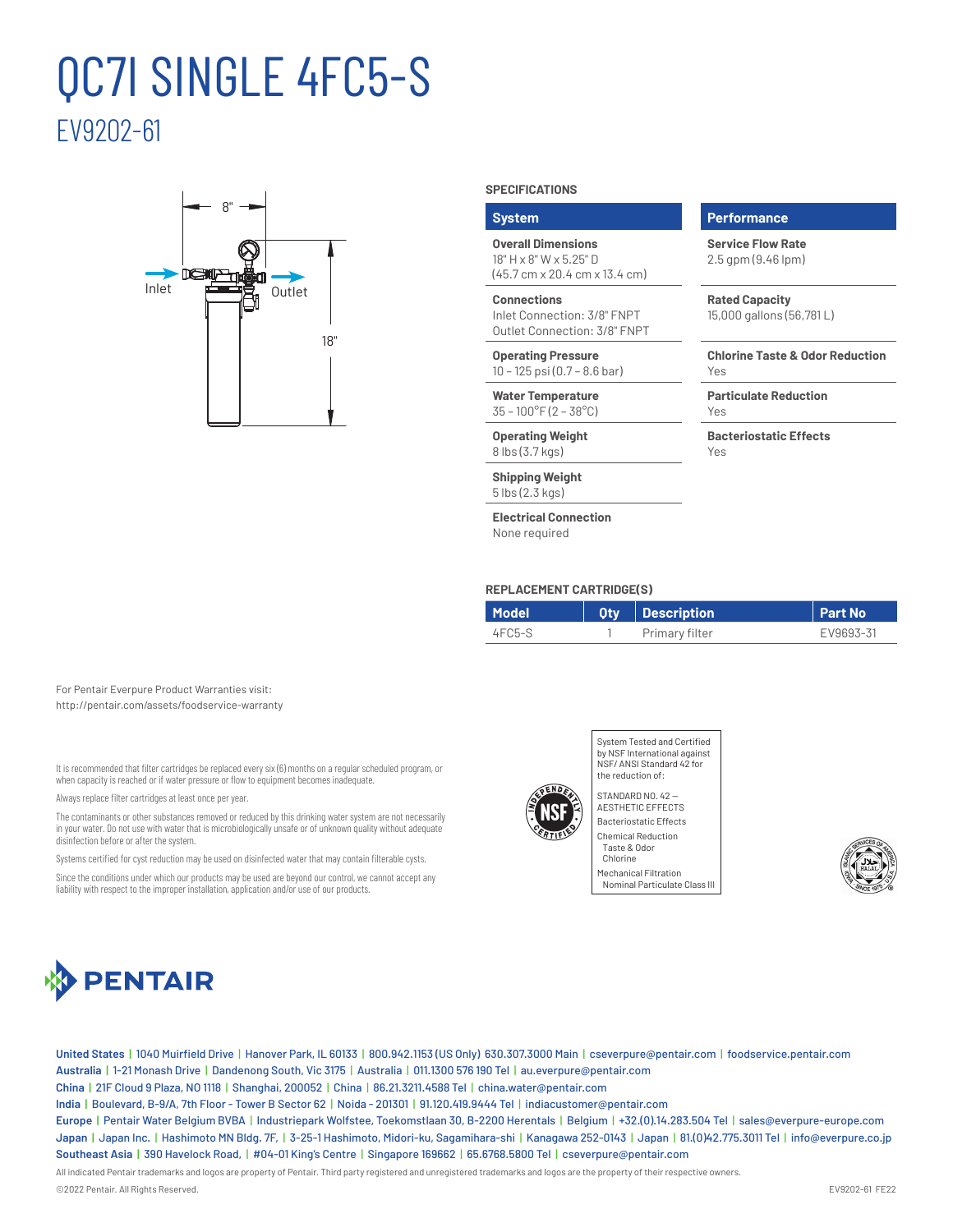# QC7I SINGLE 4FC5-S

## EV9202-61

8"

Inlet

Outlet

18"

### SPECIFICATIONS

| System | |
|---|---|
| **Overall Dimensions** | 18" H x 8" W x 5.25" D (45.7 cm x 20.4 cm x 13.4 cm) |
| **Connections** | Inlet Connection: 3/8" FNPT<br>Outlet Connection: 3/8" FNPT |
| **Operating Pressure** | 10 – 125 psi (0.7 – 8.6 bar) |
| **Water Temperature** | 35 – 100°F (2 – 38°C) |
| **Operating Weight** | 8 lbs (3.7 kgs) |
| **Shipping Weight** | 5 lbs (2.3 kgs) |
| **Electrical Connection** | None required |

| Performance | |
|---|---|
| **Service Flow Rate** | 2.5 gpm (9.46 lpm) |
| **Rated Capacity** | 15,000 gallons (56,781 L) |
| **Chlorine Taste & Odor Reduction** | Yes |
| **Particulate Reduction** | Yes |
| **Bacteriostatic Effects** | Yes |

### REPLACEMENT CARTRIDGE(S)

| Model | Qty | Description | Part No |
|---|---|---|---|
| 4FC5-S | 1 | Primary filter | EV9693-31 |

For Pentair Everpure Product Warranties visit:
http://pentair.com/assets/foodservice-warranty

It is recommended that filter cartridges be replaced every six (6) months on a regular scheduled program, or when capacity is reached or if water pressure or flow to equipment becomes inadequate.

Always replace filter cartridges at least once per year.

The contaminants or other substances removed or reduced by this drinking water system are not necessarily in your water. Do not use with water that is microbiologically unsafe or of unknown quality without adequate disinfection before or after the system.

Systems certified for cyst reduction may be used on disinfected water that may contain filterable cysts.

Since the conditions under which our products may be used are beyond our control, we cannot accept any liability with respect to the improper installation, application and/or use of our products.

System Tested and Certified by NSF International against NSF/ ANSI Standard 42 for the reduction of:

STANDARD NO. 42 – AESTHETIC EFFECTS
Bacteriostatic Effects
Chemical Reduction
- Taste & Odor
- Chlorine

Mechanical Filtration
- Nominal Particulate Class III

**PENTAIR**

**United States** | 1040 Muirfield Drive | Hanover Park, IL 60133 | 800.942.1153 (US Only) 630.307.3000 Main | cseverpure@pentair.com | foodservice.pentair.com
**Australia** | 1-21 Monash Drive | Dandenong South, Vic 3175 | Australia | 011.1300 576 190 Tel | au.everpure@pentair.com
**China** | 21F Cloud 9 Plaza, NO 1118 | Shanghai, 200052 | China | 86.21.3211.4588 Tel | china.water@pentair.com
**India** | Boulevard, B-9/A, 7th Floor - Tower B Sector 62 | Noida - 201301 | 91.120.419.9444 Tel | indiacustomer@pentair.com
**Europe** | Pentair Water Belgium BVBA | Industriepark Wolfstee, Toekomstlaan 30, B-2200 Herentals | Belgium | +32.(0).14.283.504 Tel | sales@everpure-europe.com
**Japan** | Japan Inc. | Hashimoto MN Bldg. 7F, | 3-25-1 Hashimoto, Midori-ku, Sagamihara-shi | Kanagawa 252-0143 | Japan | 81.(0)42.775.3011 Tel | info@everpure.co.jp
**Southeast Asia** | 390 Havelock Road, | #04-01 King's Centre | Singapore 169662 | 65.6768.5800 Tel | cseverpure@pentair.com

All indicated Pentair trademarks and logos are property of Pentair. Third party registered and unregistered trademarks and logos are the property of their respective owners.

©2022 Pentair. All Rights Reserved.

EV9202-61 FE22